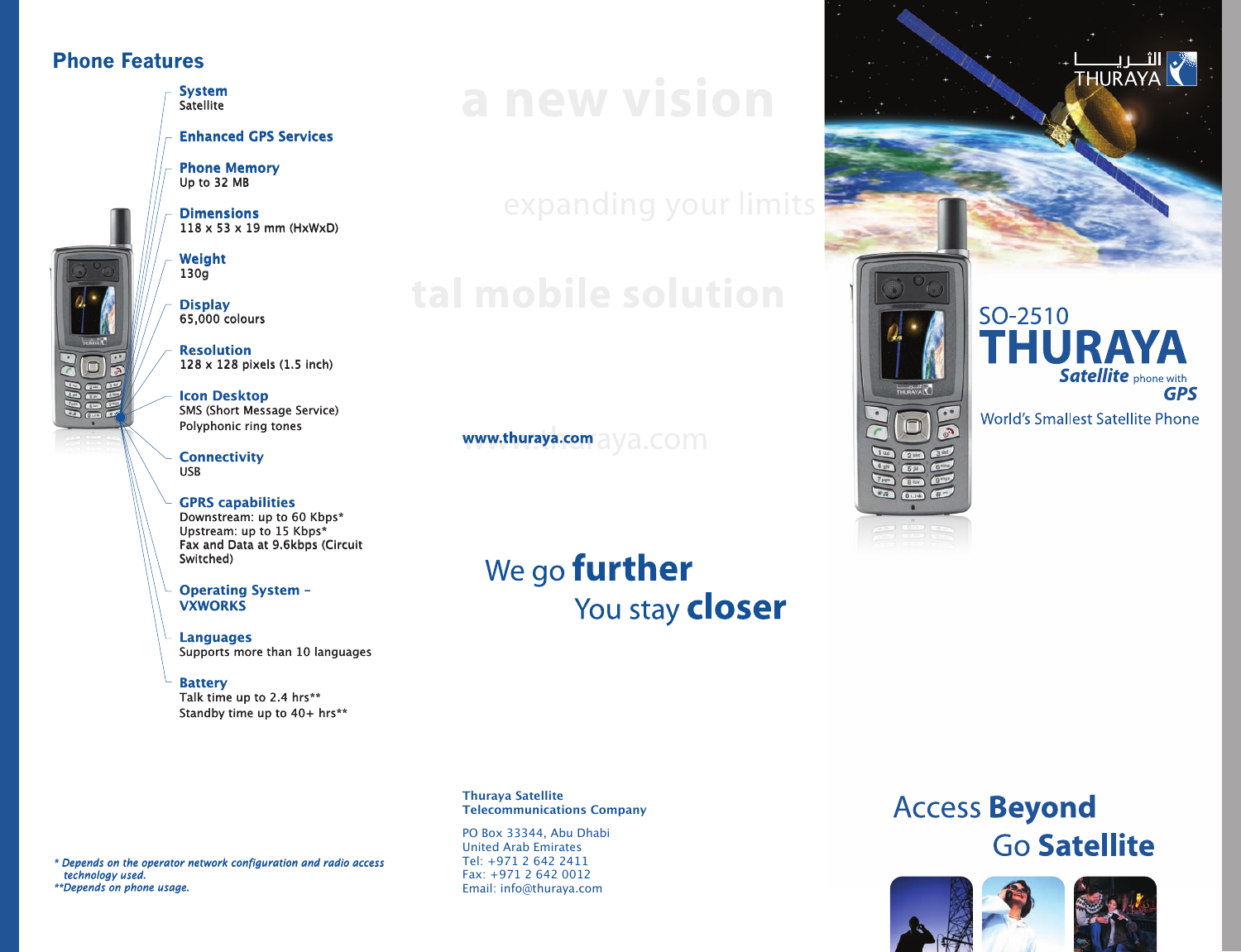## Phone Features

**System**
Satellite

**Enhanced GPS Services**

**Phone Memory**
Up to 32 MB

**Dimensions**
118 x 53 x 19 mm (HxWxD)

**Weight**
130g

**Display**
65,000 colours

**Resolution**
128 x 128 pixels (1.5 inch)

**Icon Desktop**
SMS (Short Message Service)
Polyphonic ring tones

**Connectivity**
USB

**GPRS capabilities**
Downstream: up to 60 Kbps*
Upstream: up to 15 Kbps*
Fax and Data at 9.6kbps (Circuit Switched)

**Operating System – VXWORKS**

**Languages**
Supports more than 10 languages

**Battery**
Talk time up to 2.4 hrs**
Standby time up to 40+ hrs**

*\* Depends on the operator network configuration and radio access technology used.*
*\*\*Depends on phone usage.*

a new vision

expanding your limits

tal mobile solution

**www.thuraya.com**

We go **further**
You stay **closer**

**Thuraya Satellite Telecommunications Company**

PO Box 33344, Abu Dhabi
United Arab Emirates
Tel: +971 2 642 2411
Fax: +971 2 642 0012
Email: info@thuraya.com

الثريا THURAYA

# SO-2510 THURAYA

***Satellite*** phone with ***GPS***

World's Smallest Satellite Phone

Access **Beyond**
Go **Satellite**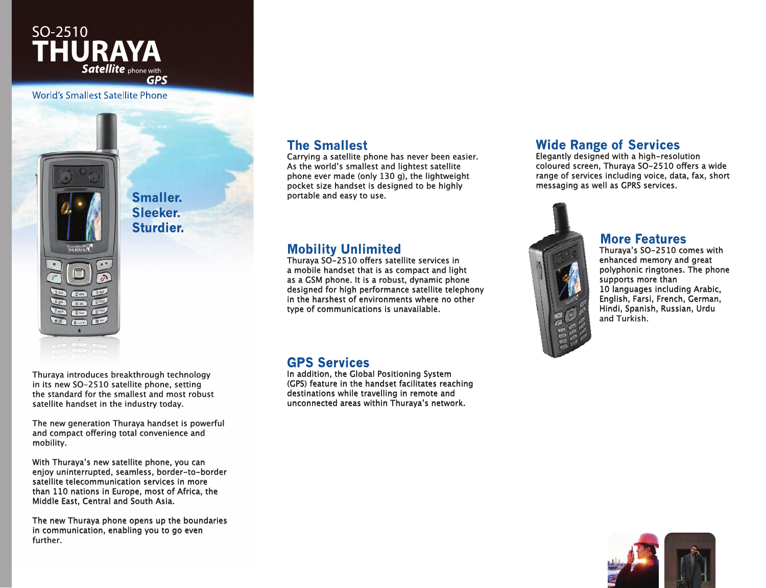SO-2510

# THURAYA

**Satellite** phone with **GPS**

World's Smallest Satellite Phone

**Smaller.**
**Sleeker.**
**Sturdier.**

Thuraya introduces breakthrough technology in its new SO-2510 satellite phone, setting the standard for the smallest and most robust satellite handset in the industry today.

The new generation Thuraya handset is powerful and compact offering total convenience and mobility.

With Thuraya's new satellite phone, you can enjoy uninterrupted, seamless, border-to-border satellite telecommunication services in more than 110 nations in Europe, most of Africa, the Middle East, Central and South Asia.

The new Thuraya phone opens up the boundaries in communication, enabling you to go even further.

## The Smallest

Carrying a satellite phone has never been easier. As the world's smallest and lightest satellite phone ever made (only 130 g), the lightweight pocket size handset is designed to be highly portable and easy to use.

## Mobility Unlimited

Thuraya SO-2510 offers satellite services in a mobile handset that is as compact and light as a GSM phone. It is a robust, dynamic phone designed for high performance satellite telephony in the harshest of environments where no other type of communications is unavailable.

## GPS Services

In addition, the Global Positioning System (GPS) feature in the handset facilitates reaching destinations while travelling in remote and unconnected areas within Thuraya's network.

## Wide Range of Services

Elegantly designed with a high-resolution coloured screen, Thuraya SO-2510 offers a wide range of services including voice, data, fax, short messaging as well as GPRS services.

## More Features

Thuraya's SO-2510 comes with enhanced memory and great polyphonic ringtones. The phone supports more than 10 languages including Arabic, English, Farsi, French, German, Hindi, Spanish, Russian, Urdu and Turkish.